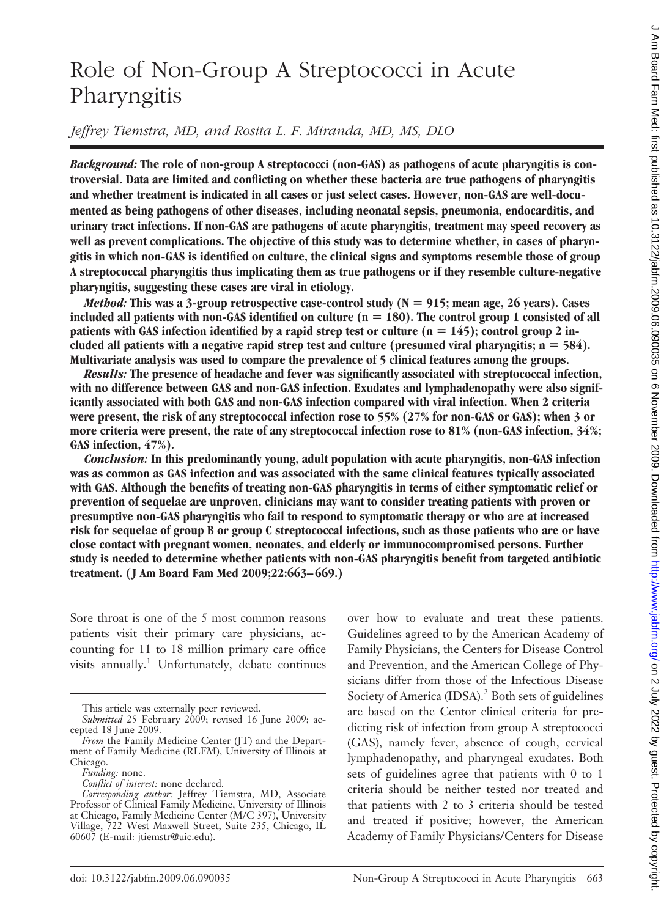# Role of Non-Group A Streptococci in Acute Pharyngitis

*Jeffrey Tiemstra, MD, and Rosita L. F. Miranda, MD, MS, DLO*

***Background:*** **The role of non-group A streptococci (non-GAS) as pathogens of acute pharyngitis is controversial. Data are limited and conflicting on whether these bacteria are true pathogens of pharyngitis and whether treatment is indicated in all cases or just select cases. However, non-GAS are well-documented as being pathogens of other diseases, including neonatal sepsis, pneumonia, endocarditis, and urinary tract infections. If non-GAS are pathogens of acute pharyngitis, treatment may speed recovery as well as prevent complications. The objective of this study was to determine whether, in cases of pharyngitis in which non-GAS is identified on culture, the clinical signs and symptoms resemble those of group A streptococcal pharyngitis thus implicating them as true pathogens or if they resemble culture-negative pharyngitis, suggesting these cases are viral in etiology.**

***Method:*** **This was a 3-group retrospective case-control study ($N = 915$; mean age, 26 years). Cases included all patients with non-GAS identified on culture ($n = 180$). The control group 1 consisted of all patients with GAS infection identified by a rapid strep test or culture ($n = 145$); control group 2 included all patients with a negative rapid strep test and culture (presumed viral pharyngitis; $n = 584$). Multivariate analysis was used to compare the prevalence of 5 clinical features among the groups.**

***Results:*** **The presence of headache and fever was significantly associated with streptococcal infection, with no difference between GAS and non-GAS infection. Exudates and lymphadenopathy were also significantly associated with both GAS and non-GAS infection compared with viral infection. When 2 criteria were present, the risk of any streptococcal infection rose to 55% (27% for non-GAS or GAS); when 3 or more criteria were present, the rate of any streptococcal infection rose to 81% (non-GAS infection, 34%; GAS infection, 47%).**

***Conclusion:*** **In this predominantly young, adult population with acute pharyngitis, non-GAS infection was as common as GAS infection and was associated with the same clinical features typically associated with GAS. Although the benefits of treating non-GAS pharyngitis in terms of either symptomatic relief or prevention of sequelae are unproven, clinicians may want to consider treating patients with proven or presumptive non-GAS pharyngitis who fail to respond to symptomatic therapy or who are at increased risk for sequelae of group B or group C streptococcal infections, such as those patients who are or have close contact with pregnant women, neonates, and elderly or immunocompromised persons. Further study is needed to determine whether patients with non-GAS pharyngitis benefit from targeted antibiotic treatment. (J Am Board Fam Med 2009;22:663–669.)**

Sore throat is one of the 5 most common reasons patients visit their primary care physicians, accounting for 11 to 18 million primary care office visits annually.[1] Unfortunately, debate continues over how to evaluate and treat these patients. Guidelines agreed to by the American Academy of Family Physicians, the Centers for Disease Control and Prevention, and the American College of Physicians differ from those of the Infectious Disease Society of America (IDSA).[2] Both sets of guidelines are based on the Centor clinical criteria for predicting risk of infection from group A streptococci (GAS), namely fever, absence of cough, cervical lymphadenopathy, and pharyngeal exudates. Both sets of guidelines agree that patients with 0 to 1 criteria should be neither tested nor treated and that patients with 2 to 3 criteria should be tested and treated if positive; however, the American Academy of Family Physicians/Centers for Disease

This article was externally peer reviewed.

*Submitted* 25 February 2009; revised 16 June 2009; accepted 18 June 2009.

*From* the Family Medicine Center (JT) and the Department of Family Medicine (RLFM), University of Illinois at Chicago.

*Funding:* none.

*Conflict of interest:* none declared.

*Corresponding author:* Jeffrey Tiemstra, MD, Associate Professor of Clinical Family Medicine, University of Illinois at Chicago, Family Medicine Center (M/C 397), University Village, 722 West Maxwell Street, Suite 235, Chicago, IL 60607 (E-mail: jtiemstr@uic.edu).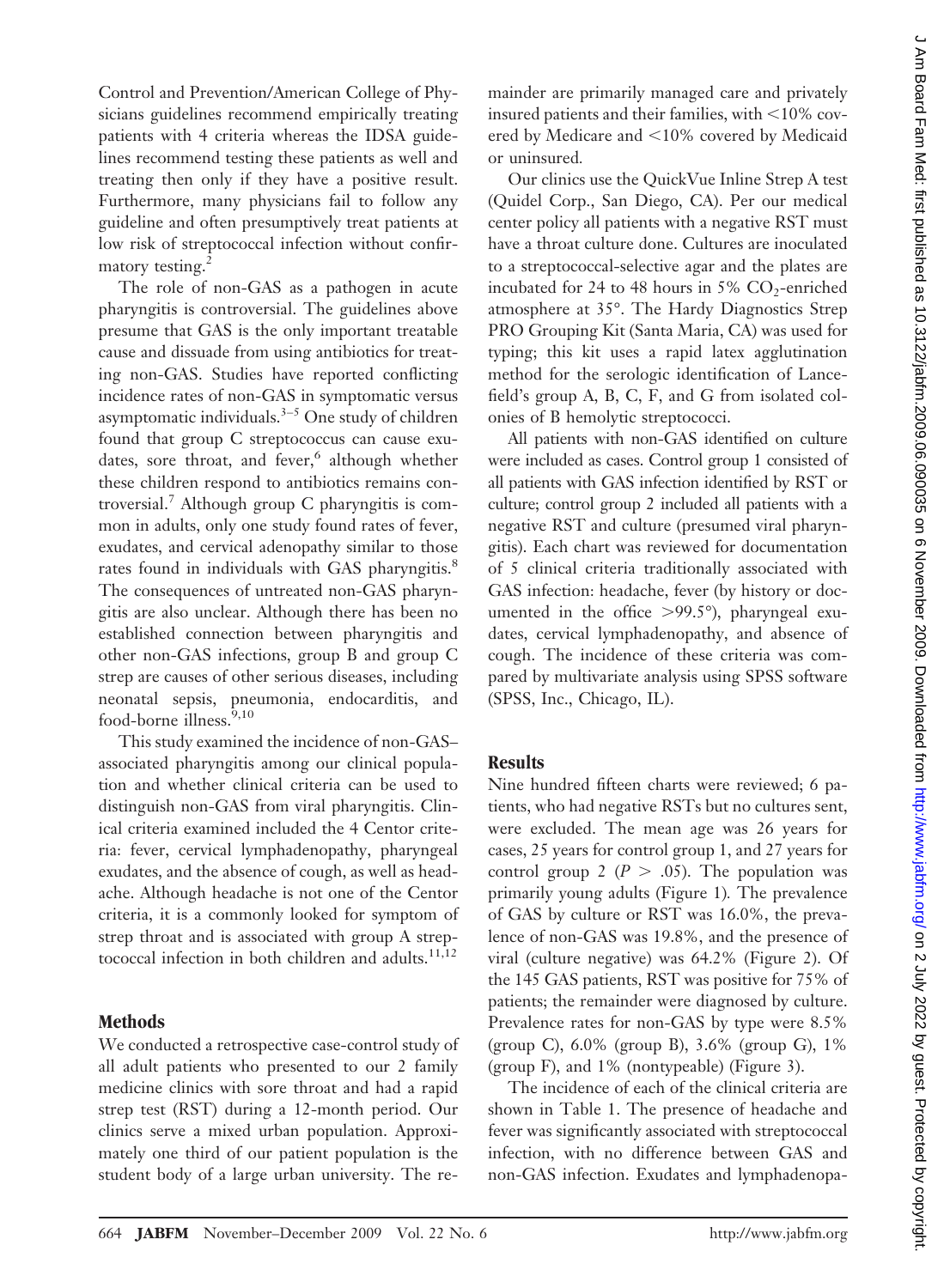Control and Prevention/American College of Physicians guidelines recommend empirically treating patients with 4 criteria whereas the IDSA guidelines recommend testing these patients as well and treating then only if they have a positive result. Furthermore, many physicians fail to follow any guideline and often presumptively treat patients at low risk of streptococcal infection without confirmatory testing.[2]

The role of non-GAS as a pathogen in acute pharyngitis is controversial. The guidelines above presume that GAS is the only important treatable cause and dissuade from using antibiotics for treating non-GAS. Studies have reported conflicting incidence rates of non-GAS in symptomatic versus asymptomatic individuals.[3–5] One study of children found that group C streptococcus can cause exudates, sore throat, and fever,[6] although whether these children respond to antibiotics remains controversial.[7] Although group C pharyngitis is common in adults, only one study found rates of fever, exudates, and cervical adenopathy similar to those rates found in individuals with GAS pharyngitis.[8] The consequences of untreated non-GAS pharyngitis are also unclear. Although there has been no established connection between pharyngitis and other non-GAS infections, group B and group C strep are causes of other serious diseases, including neonatal sepsis, pneumonia, endocarditis, and food-borne illness.[9,10]

This study examined the incidence of non-GAS–associated pharyngitis among our clinical population and whether clinical criteria can be used to distinguish non-GAS from viral pharyngitis. Clinical criteria examined included the 4 Centor criteria: fever, cervical lymphadenopathy, pharyngeal exudates, and the absence of cough, as well as headache. Although headache is not one of the Centor criteria, it is a commonly looked for symptom of strep throat and is associated with group A streptococcal infection in both children and adults.[11,12]

## Methods

We conducted a retrospective case-control study of all adult patients who presented to our 2 family medicine clinics with sore throat and had a rapid strep test (RST) during a 12-month period. Our clinics serve a mixed urban population. Approximately one third of our patient population is the student body of a large urban university. The remainder are primarily managed care and privately insured patients and their families, with <10% covered by Medicare and <10% covered by Medicaid or uninsured.

Our clinics use the QuickVue Inline Strep A test (Quidel Corp., San Diego, CA). Per our medical center policy all patients with a negative RST must have a throat culture done. Cultures are inoculated to a streptococcal-selective agar and the plates are incubated for 24 to 48 hours in 5% $CO_2$-enriched atmosphere at 35°. The Hardy Diagnostics Strep PRO Grouping Kit (Santa Maria, CA) was used for typing; this kit uses a rapid latex agglutination method for the serologic identification of Lancefield's group A, B, C, F, and G from isolated colonies of B hemolytic streptococci.

All patients with non-GAS identified on culture were included as cases. Control group 1 consisted of all patients with GAS infection identified by RST or culture; control group 2 included all patients with a negative RST and culture (presumed viral pharyngitis). Each chart was reviewed for documentation of 5 clinical criteria traditionally associated with GAS infection: headache, fever (by history or documented in the office >99.5°), pharyngeal exudates, cervical lymphadenopathy, and absence of cough. The incidence of these criteria was compared by multivariate analysis using SPSS software (SPSS, Inc., Chicago, IL).

## Results

Nine hundred fifteen charts were reviewed; 6 patients, who had negative RSTs but no cultures sent, were excluded. The mean age was 26 years for cases, 25 years for control group 1, and 27 years for control group 2 ($P > .05$). The population was primarily young adults (Figure 1). The prevalence of GAS by culture or RST was 16.0%, the prevalence of non-GAS was 19.8%, and the presence of viral (culture negative) was 64.2% (Figure 2). Of the 145 GAS patients, RST was positive for 75% of patients; the remainder were diagnosed by culture. Prevalence rates for non-GAS by type were 8.5% (group C), 6.0% (group B), 3.6% (group G), 1% (group F), and 1% (nontypeable) (Figure 3).

The incidence of each of the clinical criteria are shown in Table 1. The presence of headache and fever was significantly associated with streptococcal infection, with no difference between GAS and non-GAS infection. Exudates and lymphadenopa-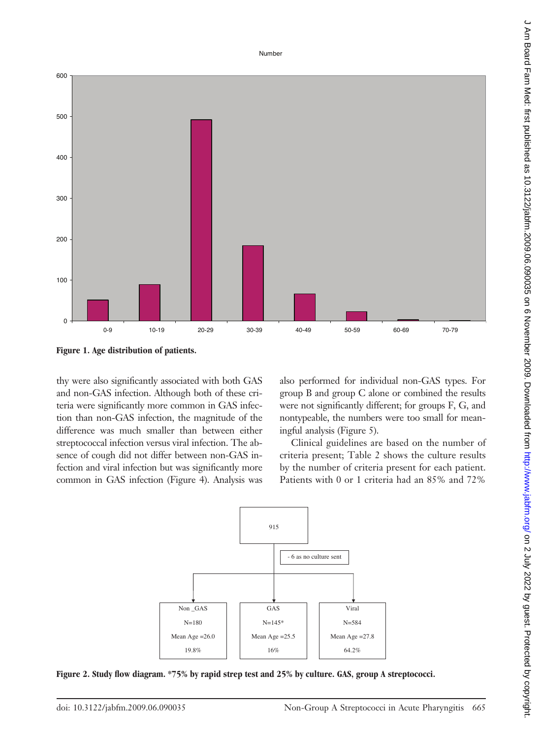**Figure 1. Age distribution of patients.**

thy were also significantly associated with both GAS and non-GAS infection. Although both of these criteria were significantly more common in GAS infection than non-GAS infection, the magnitude of the difference was much smaller than between either streptococcal infection versus viral infection. The absence of cough did not differ between non-GAS infection and viral infection but was significantly more common in GAS infection (Figure 4). Analysis was also performed for individual non-GAS types. For group B and group C alone or combined the results were not significantly different; for groups F, G, and nontypeable, the numbers were too small for meaningful analysis (Figure 5).

Clinical guidelines are based on the number of criteria present; Table 2 shows the culture results by the number of criteria present for each patient. Patients with 0 or 1 criteria had an 85% and 72%

**Figure 2. Study flow diagram. *75% by rapid strep test and 25% by culture. GAS, group A streptococci.**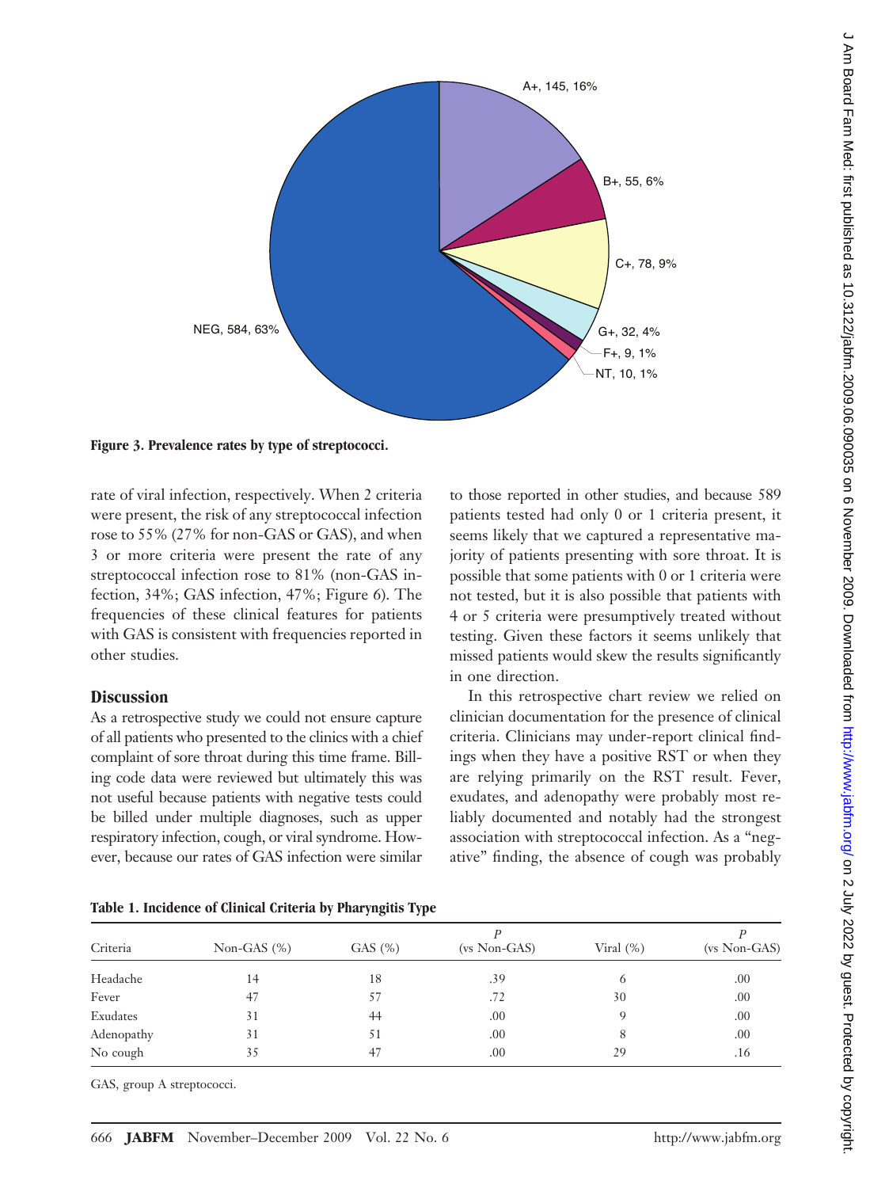A+, 145, 16%

B+, 55, 6%

C+, 78, 9%

G+, 32, 4%

F+, 9, 1%

NT, 10, 1%

NEG, 584, 63%

**Figure 3. Prevalence rates by type of streptococci.**

rate of viral infection, respectively. When 2 criteria were present, the risk of any streptococcal infection rose to 55% (27% for non-GAS or GAS), and when 3 or more criteria were present the rate of any streptococcal infection rose to 81% (non-GAS infection, 34%; GAS infection, 47%; Figure 6). The frequencies of these clinical features for patients with GAS is consistent with frequencies reported in other studies.

## Discussion

As a retrospective study we could not ensure capture of all patients who presented to the clinics with a chief complaint of sore throat during this time frame. Billing code data were reviewed but ultimately this was not useful because patients with negative tests could be billed under multiple diagnoses, such as upper respiratory infection, cough, or viral syndrome. However, because our rates of GAS infection were similar to those reported in other studies, and because 589 patients tested had only 0 or 1 criteria present, it seems likely that we captured a representative majority of patients presenting with sore throat. It is possible that some patients with 0 or 1 criteria were not tested, but it is also possible that patients with 4 or 5 criteria were presumptively treated without testing. Given these factors it seems unlikely that missed patients would skew the results significantly in one direction.

In this retrospective chart review we relied on clinician documentation for the presence of clinical criteria. Clinicians may under-report clinical findings when they have a positive RST or when they are relying primarily on the RST result. Fever, exudates, and adenopathy were probably most reliably documented and notably had the strongest association with streptococcal infection. As a "negative" finding, the absence of cough was probably

**Table 1. Incidence of Clinical Criteria by Pharyngitis Type**

| Criteria | Non-GAS (%) | GAS (%) | *P* (vs Non-GAS) | Viral (%) | *P* (vs Non-GAS) |
|---|---|---|---|---|---|
| Headache | 14 | 18 | .39 | 6 | .00 |
| Fever | 47 | 57 | .72 | 30 | .00 |
| Exudates | 31 | 44 | .00 | 9 | .00 |
| Adenopathy | 31 | 51 | .00 | 8 | .00 |
| No cough | 35 | 47 | .00 | 29 | .16 |

GAS, group A streptococci.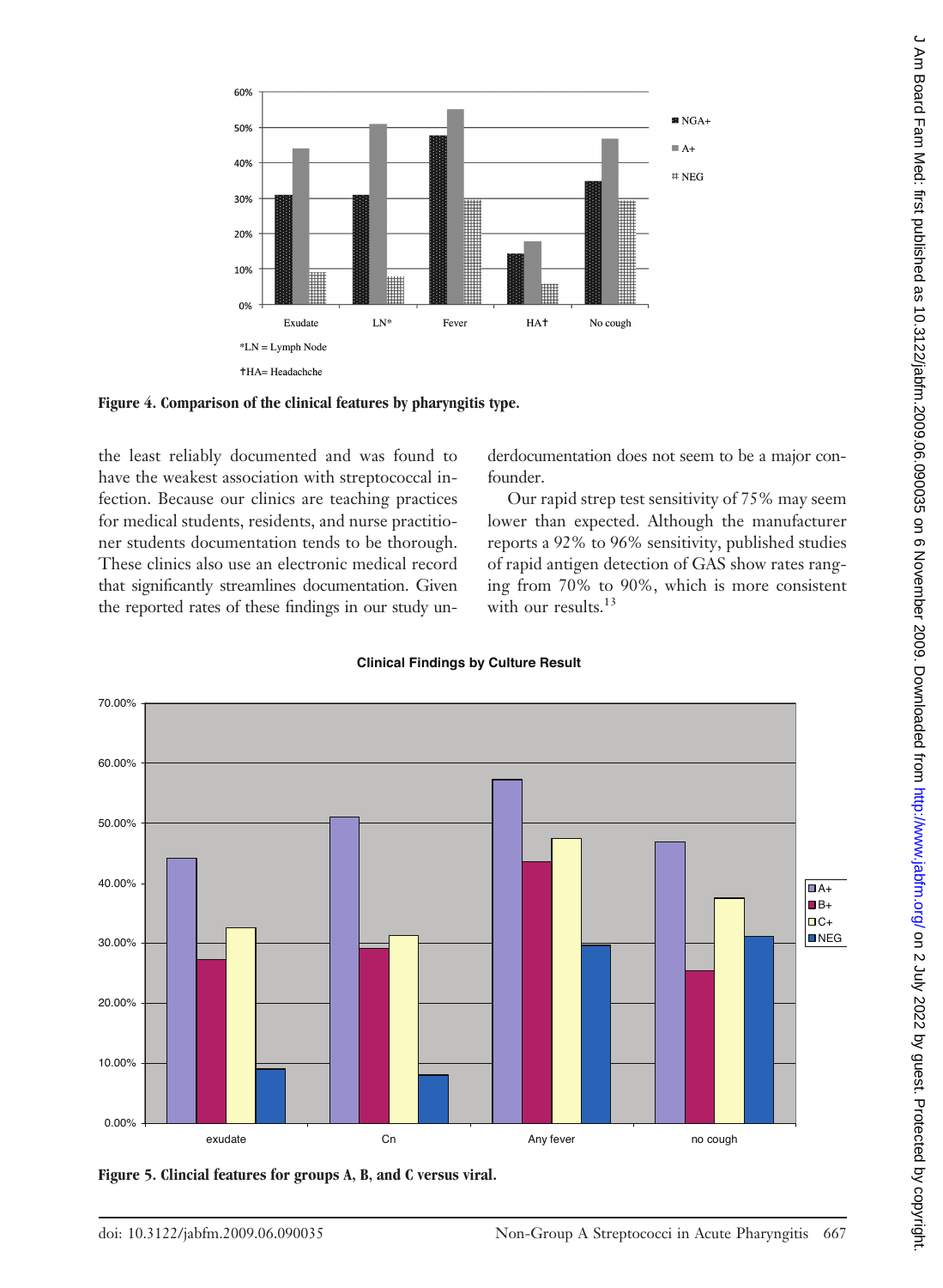Figure 4. Comparison of the clinical features by pharyngitis type.

the least reliably documented and was found to have the weakest association with streptococcal infection. Because our clinics are teaching practices for medical students, residents, and nurse practitioner students documentation tends to be thorough. These clinics also use an electronic medical record that significantly streamlines documentation. Given the reported rates of these findings in our study underdocumentation does not seem to be a major confounder.

Our rapid strep test sensitivity of 75% may seem lower than expected. Although the manufacturer reports a 92% to 96% sensitivity, published studies of rapid antigen detection of GAS show rates ranging from 70% to 90%, which is more consistent with our results.[13]

Figure 5. Clincial features for groups A, B, and C versus viral.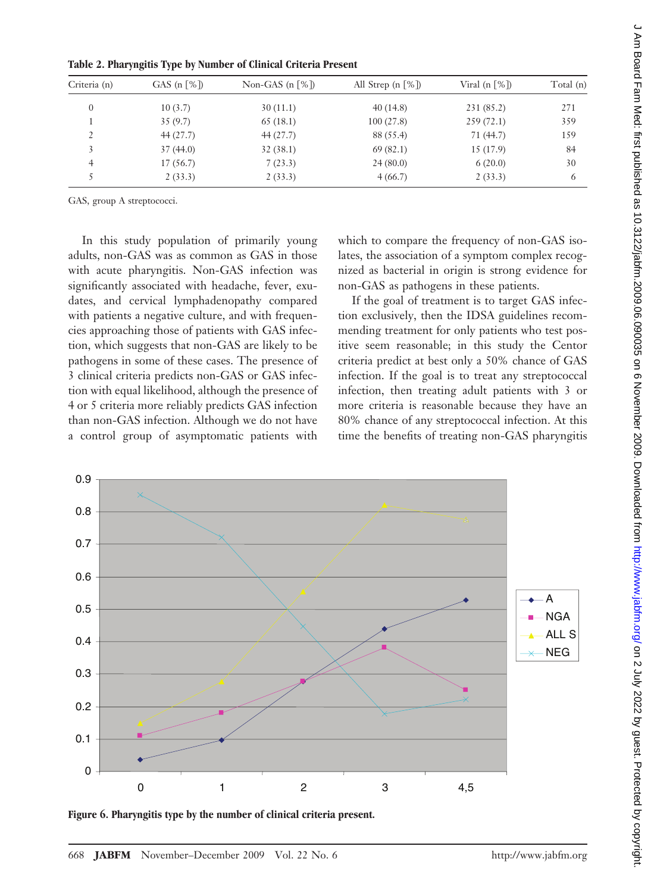**Table 2. Pharyngitis Type by Number of Clinical Criteria Present**

| Criteria (n) | GAS (n [%]) | Non-GAS (n [%]) | All Strep (n [%]) | Viral (n [%]) | Total (n) |
|---|---|---|---|---|---|
| 0 | 10 (3.7) | 30 (11.1) | 40 (14.8) | 231 (85.2) | 271 |
| 1 | 35 (9.7) | 65 (18.1) | 100 (27.8) | 259 (72.1) | 359 |
| 2 | 44 (27.7) | 44 (27.7) | 88 (55.4) | 71 (44.7) | 159 |
| 3 | 37 (44.0) | 32 (38.1) | 69 (82.1) | 15 (17.9) | 84 |
| 4 | 17 (56.7) | 7 (23.3) | 24 (80.0) | 6 (20.0) | 30 |
| 5 | 2 (33.3) | 2 (33.3) | 4 (66.7) | 2 (33.3) | 6 |

GAS, group A streptococci.

In this study population of primarily young adults, non-GAS was as common as GAS in those with acute pharyngitis. Non-GAS infection was significantly associated with headache, fever, exudates, and cervical lymphadenopathy compared with patients a negative culture, and with frequencies approaching those of patients with GAS infection, which suggests that non-GAS are likely to be pathogens in some of these cases. The presence of 3 clinical criteria predicts non-GAS or GAS infection with equal likelihood, although the presence of 4 or 5 criteria more reliably predicts GAS infection than non-GAS infection. Although we do not have a control group of asymptomatic patients with which to compare the frequency of non-GAS isolates, the association of a symptom complex recognized as bacterial in origin is strong evidence for non-GAS as pathogens in these patients.

If the goal of treatment is to target GAS infection exclusively, then the IDSA guidelines recommending treatment for only patients who test positive seem reasonable; in this study the Centor criteria predict at best only a 50% chance of GAS infection. If the goal is to treat any streptococcal infection, then treating adult patients with 3 or more criteria is reasonable because they have an 80% chance of any streptococcal infection. At this time the benefits of treating non-GAS pharyngitis

**Figure 6. Pharyngitis type by the number of clinical criteria present.**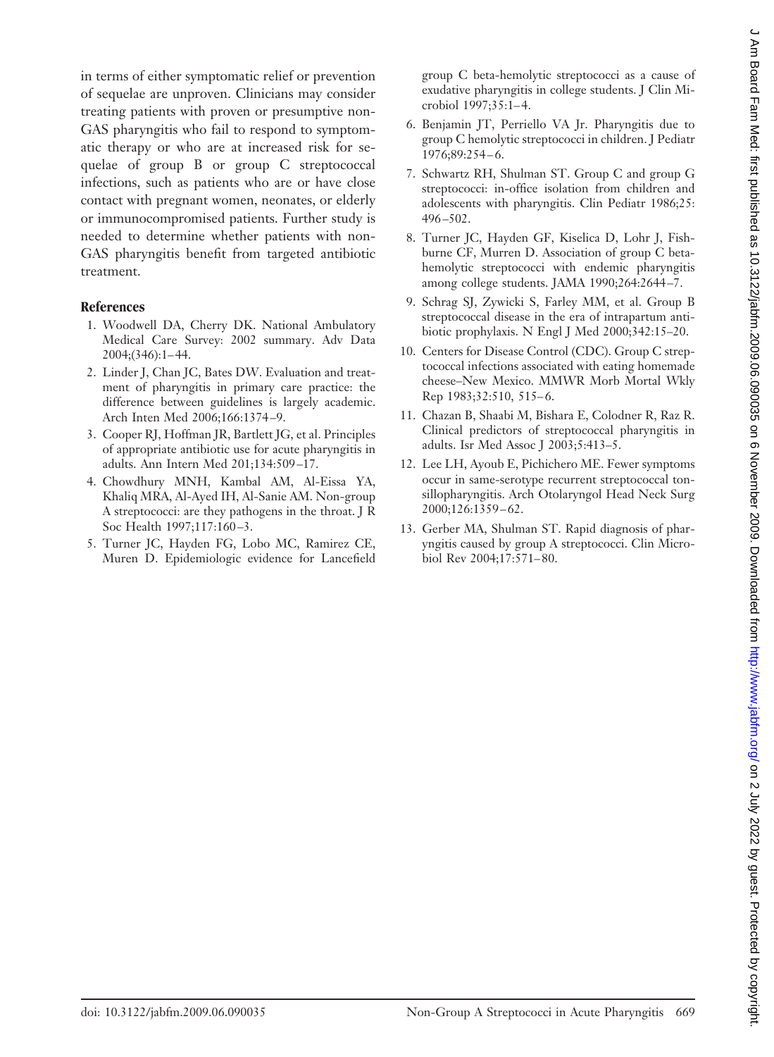in terms of either symptomatic relief or prevention of sequelae are unproven. Clinicians may consider treating patients with proven or presumptive non-GAS pharyngitis who fail to respond to symptomatic therapy or who are at increased risk for sequelae of group B or group C streptococcal infections, such as patients who are or have close contact with pregnant women, neonates, or elderly or immunocompromised patients. Further study is needed to determine whether patients with non-GAS pharyngitis benefit from targeted antibiotic treatment.

## References

1. Woodwell DA, Cherry DK. National Ambulatory Medical Care Survey: 2002 summary. Adv Data 2004;(346):1–44.
2. Linder J, Chan JC, Bates DW. Evaluation and treatment of pharyngitis in primary care practice: the difference between guidelines is largely academic. Arch Inten Med 2006;166:1374–9.
3. Cooper RJ, Hoffman JR, Bartlett JG, et al. Principles of appropriate antibiotic use for acute pharyngitis in adults. Ann Intern Med 201;134:509–17.
4. Chowdhury MNH, Kambal AM, Al-Eissa YA, Khaliq MRA, Al-Ayed IH, Al-Sanie AM. Non-group A streptococci: are they pathogens in the throat. J R Soc Health 1997;117:160–3.
5. Turner JC, Hayden FG, Lobo MC, Ramirez CE, Muren D. Epidemiologic evidence for Lancefield group C beta-hemolytic streptococci as a cause of exudative pharyngitis in college students. J Clin Microbiol 1997;35:1–4.
6. Benjamin JT, Perriello VA Jr. Pharyngitis due to group C hemolytic streptococci in children. J Pediatr 1976;89:254–6.
7. Schwartz RH, Shulman ST. Group C and group G streptococci: in-office isolation from children and adolescents with pharyngitis. Clin Pediatr 1986;25: 496–502.
8. Turner JC, Hayden GF, Kiselica D, Lohr J, Fishburne CF, Murren D. Association of group C beta-hemolytic streptococci with endemic pharyngitis among college students. JAMA 1990;264:2644–7.
9. Schrag SJ, Zywicki S, Farley MM, et al. Group B streptococcal disease in the era of intrapartum antibiotic prophylaxis. N Engl J Med 2000;342:15–20.
10. Centers for Disease Control (CDC). Group C streptococcal infections associated with eating homemade cheese–New Mexico. MMWR Morb Mortal Wkly Rep 1983;32:510, 515–6.
11. Chazan B, Shaabi M, Bishara E, Colodner R, Raz R. Clinical predictors of streptococcal pharyngitis in adults. Isr Med Assoc J 2003;5:413–5.
12. Lee LH, Ayoub E, Pichichero ME. Fewer symptoms occur in same-serotype recurrent streptococcal tonsillopharyngitis. Arch Otolaryngol Head Neck Surg 2000;126:1359–62.
13. Gerber MA, Shulman ST. Rapid diagnosis of pharyngitis caused by group A streptococci. Clin Microbiol Rev 2004;17:571–80.